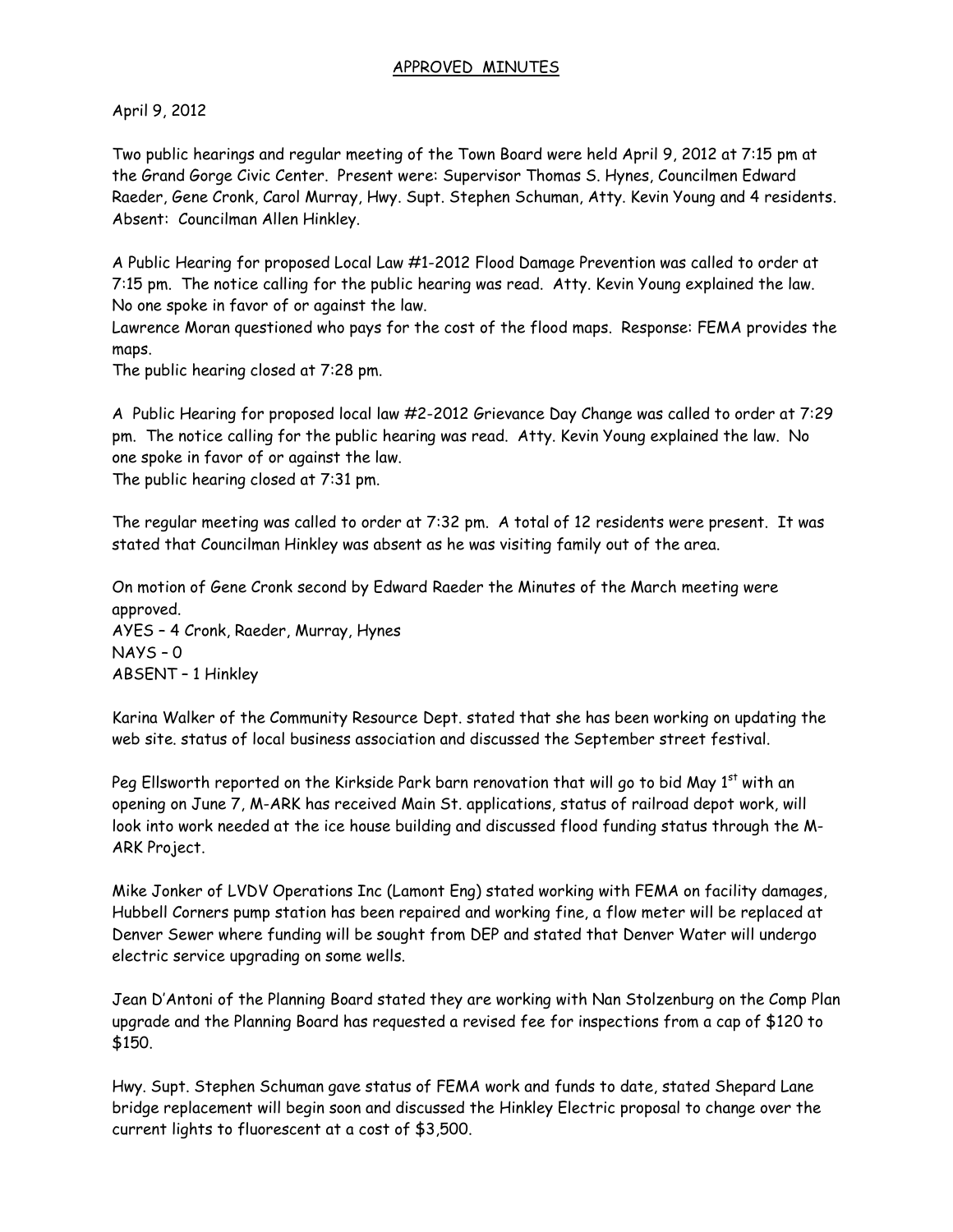# APPROVED MINUTES

April 9, 2012

Two public hearings and regular meeting of the Town Board were held April 9, 2012 at 7:15 pm at the Grand Gorge Civic Center. Present were: Supervisor Thomas S. Hynes, Councilmen Edward Raeder, Gene Cronk, Carol Murray, Hwy. Supt. Stephen Schuman, Atty. Kevin Young and 4 residents. Absent: Councilman Allen Hinkley.

A Public Hearing for proposed Local Law #1-2012 Flood Damage Prevention was called to order at 7:15 pm. The notice calling for the public hearing was read. Atty. Kevin Young explained the law. No one spoke in favor of or against the law.
Lawrence Moran questioned who pays for the cost of the flood maps. Response: FEMA provides the maps.
The public hearing closed at 7:28 pm.

A Public Hearing for proposed local law #2-2012 Grievance Day Change was called to order at 7:29 pm. The notice calling for the public hearing was read. Atty. Kevin Young explained the law. No one spoke in favor of or against the law.
The public hearing closed at 7:31 pm.

The regular meeting was called to order at 7:32 pm. A total of 12 residents were present. It was stated that Councilman Hinkley was absent as he was visiting family out of the area.

On motion of Gene Cronk second by Edward Raeder the Minutes of the March meeting were approved.
AYES – 4 Cronk, Raeder, Murray, Hynes
NAYS – 0
ABSENT – 1 Hinkley

Karina Walker of the Community Resource Dept. stated that she has been working on updating the web site. status of local business association and discussed the September street festival.

Peg Ellsworth reported on the Kirkside Park barn renovation that will go to bid May 1st with an opening on June 7, M-ARK has received Main St. applications, status of railroad depot work, will look into work needed at the ice house building and discussed flood funding status through the M-ARK Project.

Mike Jonker of LVDV Operations Inc (Lamont Eng) stated working with FEMA on facility damages, Hubbell Corners pump station has been repaired and working fine, a flow meter will be replaced at Denver Sewer where funding will be sought from DEP and stated that Denver Water will undergo electric service upgrading on some wells.

Jean D'Antoni of the Planning Board stated they are working with Nan Stolzenburg on the Comp Plan upgrade and the Planning Board has requested a revised fee for inspections from a cap of $120 to $150.

Hwy. Supt. Stephen Schuman gave status of FEMA work and funds to date, stated Shepard Lane bridge replacement will begin soon and discussed the Hinkley Electric proposal to change over the current lights to fluorescent at a cost of $3,500.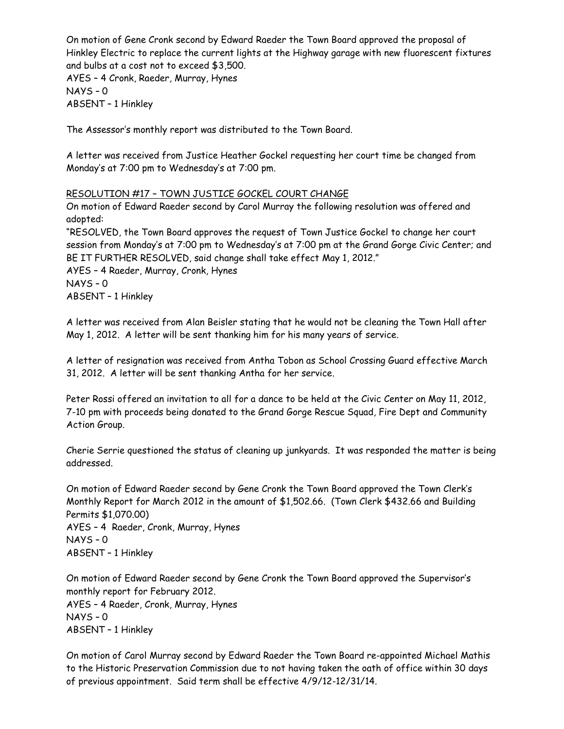On motion of Gene Cronk second by Edward Raeder the Town Board approved the proposal of Hinkley Electric to replace the current lights at the Highway garage with new fluorescent fixtures and bulbs at a cost not to exceed $3,500.
AYES – 4 Cronk, Raeder, Murray, Hynes
NAYS – 0
ABSENT – 1 Hinkley

The Assessor's monthly report was distributed to the Town Board.

A letter was received from Justice Heather Gockel requesting her court time be changed from Monday's at 7:00 pm to Wednesday's at 7:00 pm.

<u>RESOLUTION #17 – TOWN JUSTICE GOCKEL COURT CHANGE</u>
On motion of Edward Raeder second by Carol Murray the following resolution was offered and adopted:
"RESOLVED, the Town Board approves the request of Town Justice Gockel to change her court session from Monday's at 7:00 pm to Wednesday's at 7:00 pm at the Grand Gorge Civic Center; and BE IT FURTHER RESOLVED, said change shall take effect May 1, 2012."
AYES – 4 Raeder, Murray, Cronk, Hynes
NAYS – 0
ABSENT – 1 Hinkley

A letter was received from Alan Beisler stating that he would not be cleaning the Town Hall after May 1, 2012. A letter will be sent thanking him for his many years of service.

A letter of resignation was received from Antha Tobon as School Crossing Guard effective March 31, 2012. A letter will be sent thanking Antha for her service.

Peter Rossi offered an invitation to all for a dance to be held at the Civic Center on May 11, 2012, 7-10 pm with proceeds being donated to the Grand Gorge Rescue Squad, Fire Dept and Community Action Group.

Cherie Serrie questioned the status of cleaning up junkyards. It was responded the matter is being addressed.

On motion of Edward Raeder second by Gene Cronk the Town Board approved the Town Clerk's Monthly Report for March 2012 in the amount of $1,502.66. (Town Clerk $432.66 and Building Permits $1,070.00)
AYES – 4 Raeder, Cronk, Murray, Hynes
NAYS – 0
ABSENT – 1 Hinkley

On motion of Edward Raeder second by Gene Cronk the Town Board approved the Supervisor's monthly report for February 2012.
AYES – 4 Raeder, Cronk, Murray, Hynes
NAYS – 0
ABSENT – 1 Hinkley

On motion of Carol Murray second by Edward Raeder the Town Board re-appointed Michael Mathis to the Historic Preservation Commission due to not having taken the oath of office within 30 days of previous appointment. Said term shall be effective 4/9/12-12/31/14.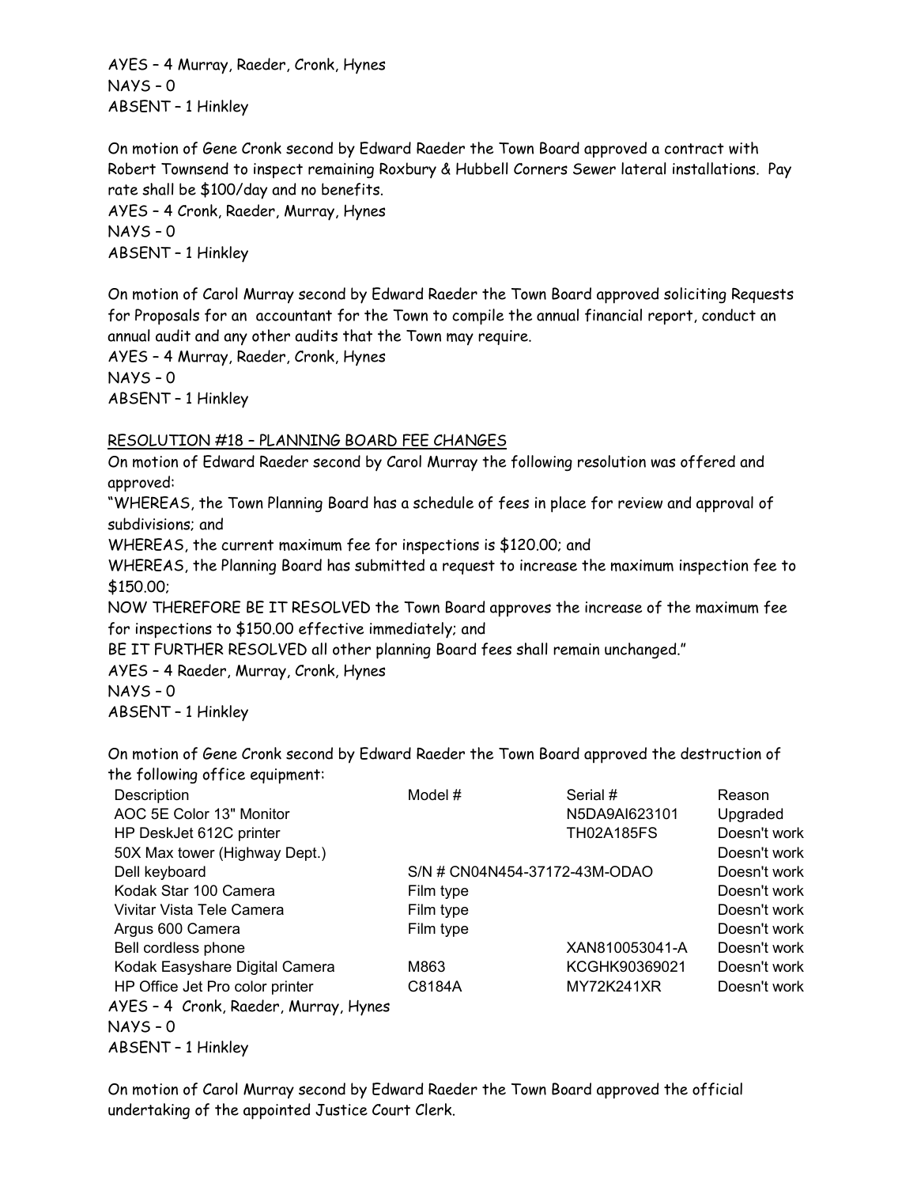AYES – 4 Murray, Raeder, Cronk, Hynes
NAYS – 0
ABSENT – 1 Hinkley

On motion of Gene Cronk second by Edward Raeder the Town Board approved a contract with Robert Townsend to inspect remaining Roxbury & Hubbell Corners Sewer lateral installations. Pay rate shall be $100/day and no benefits.
AYES – 4 Cronk, Raeder, Murray, Hynes
NAYS – 0
ABSENT – 1 Hinkley

On motion of Carol Murray second by Edward Raeder the Town Board approved soliciting Requests for Proposals for an accountant for the Town to compile the annual financial report, conduct an annual audit and any other audits that the Town may require.
AYES – 4 Murray, Raeder, Cronk, Hynes
NAYS – 0
ABSENT – 1 Hinkley

RESOLUTION #18 – PLANNING BOARD FEE CHANGES

On motion of Edward Raeder second by Carol Murray the following resolution was offered and approved:
"WHEREAS, the Town Planning Board has a schedule of fees in place for review and approval of subdivisions; and
WHEREAS, the current maximum fee for inspections is $120.00; and
WHEREAS, the Planning Board has submitted a request to increase the maximum inspection fee to $150.00;
NOW THEREFORE BE IT RESOLVED the Town Board approves the increase of the maximum fee for inspections to $150.00 effective immediately; and
BE IT FURTHER RESOLVED all other planning Board fees shall remain unchanged."
AYES – 4 Raeder, Murray, Cronk, Hynes
NAYS – 0
ABSENT – 1 Hinkley

On motion of Gene Cronk second by Edward Raeder the Town Board approved the destruction of the following office equipment:

| Description | Model # | Serial # | Reason |
|---|---|---|---|
| AOC 5E Color 13" Monitor | | N5DA9AI623101 | Upgraded |
| HP DeskJet 612C printer | | TH02A185FS | Doesn't work |
| 50X Max tower (Highway Dept.) | | | Doesn't work |
| Dell keyboard | S/N # CN04N454-37172-43M-ODAO | | Doesn't work |
| Kodak Star 100 Camera | Film type | | Doesn't work |
| Vivitar Vista Tele Camera | Film type | | Doesn't work |
| Argus 600 Camera | Film type | | Doesn't work |
| Bell cordless phone | | XAN810053041-A | Doesn't work |
| Kodak Easyshare Digital Camera | M863 | KCGHK90369021 | Doesn't work |
| HP Office Jet Pro color printer | C8184A | MY72K241XR | Doesn't work |

AYES – 4 Cronk, Raeder, Murray, Hynes
NAYS – 0
ABSENT – 1 Hinkley

On motion of Carol Murray second by Edward Raeder the Town Board approved the official undertaking of the appointed Justice Court Clerk.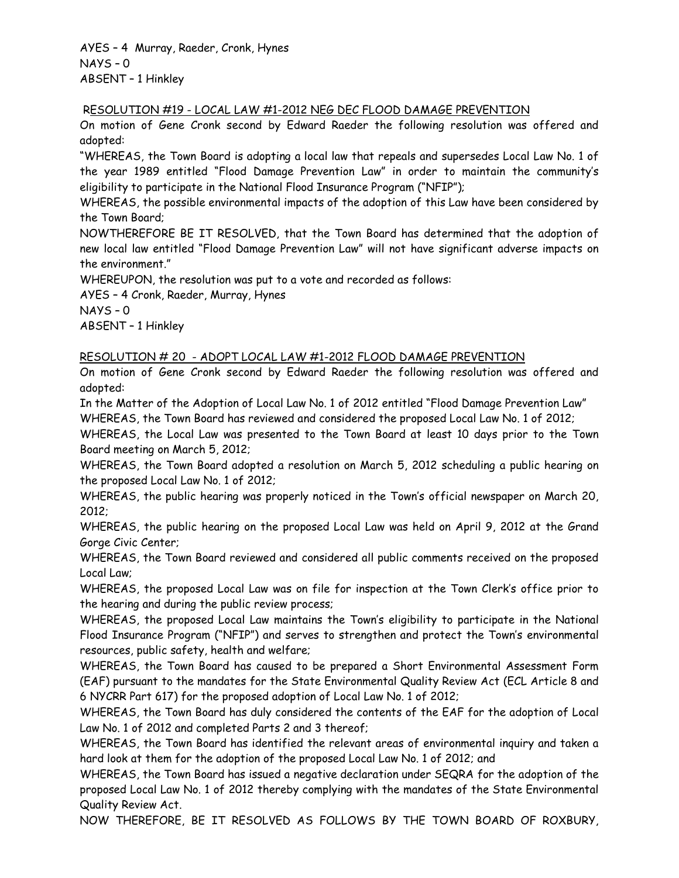AYES – 4 Murray, Raeder, Cronk, Hynes
NAYS – 0
ABSENT – 1 Hinkley

RESOLUTION #19 - LOCAL LAW #1-2012 NEG DEC FLOOD DAMAGE PREVENTION

On motion of Gene Cronk second by Edward Raeder the following resolution was offered and adopted:

"WHEREAS, the Town Board is adopting a local law that repeals and supersedes Local Law No. 1 of the year 1989 entitled "Flood Damage Prevention Law" in order to maintain the community's eligibility to participate in the National Flood Insurance Program ("NFIP");

WHEREAS, the possible environmental impacts of the adoption of this Law have been considered by the Town Board;

NOWTHEREFORE BE IT RESOLVED, that the Town Board has determined that the adoption of new local law entitled "Flood Damage Prevention Law" will not have significant adverse impacts on the environment."

WHEREUPON, the resolution was put to a vote and recorded as follows:

AYES – 4 Cronk, Raeder, Murray, Hynes
NAYS – 0
ABSENT – 1 Hinkley

RESOLUTION # 20 - ADOPT LOCAL LAW #1-2012 FLOOD DAMAGE PREVENTION

On motion of Gene Cronk second by Edward Raeder the following resolution was offered and adopted:

In the Matter of the Adoption of Local Law No. 1 of 2012 entitled "Flood Damage Prevention Law"

WHEREAS, the Town Board has reviewed and considered the proposed Local Law No. 1 of 2012;

WHEREAS, the Local Law was presented to the Town Board at least 10 days prior to the Town Board meeting on March 5, 2012;

WHEREAS, the Town Board adopted a resolution on March 5, 2012 scheduling a public hearing on the proposed Local Law No. 1 of 2012;

WHEREAS, the public hearing was properly noticed in the Town's official newspaper on March 20, 2012;

WHEREAS, the public hearing on the proposed Local Law was held on April 9, 2012 at the Grand Gorge Civic Center;

WHEREAS, the Town Board reviewed and considered all public comments received on the proposed Local Law;

WHEREAS, the proposed Local Law was on file for inspection at the Town Clerk's office prior to the hearing and during the public review process;

WHEREAS, the proposed Local Law maintains the Town's eligibility to participate in the National Flood Insurance Program ("NFIP") and serves to strengthen and protect the Town's environmental resources, public safety, health and welfare;

WHEREAS, the Town Board has caused to be prepared a Short Environmental Assessment Form (EAF) pursuant to the mandates for the State Environmental Quality Review Act (ECL Article 8 and 6 NYCRR Part 617) for the proposed adoption of Local Law No. 1 of 2012;

WHEREAS, the Town Board has duly considered the contents of the EAF for the adoption of Local Law No. 1 of 2012 and completed Parts 2 and 3 thereof;

WHEREAS, the Town Board has identified the relevant areas of environmental inquiry and taken a hard look at them for the adoption of the proposed Local Law No. 1 of 2012; and

WHEREAS, the Town Board has issued a negative declaration under SEQRA for the adoption of the proposed Local Law No. 1 of 2012 thereby complying with the mandates of the State Environmental Quality Review Act.

NOW THEREFORE, BE IT RESOLVED AS FOLLOWS BY THE TOWN BOARD OF ROXBURY,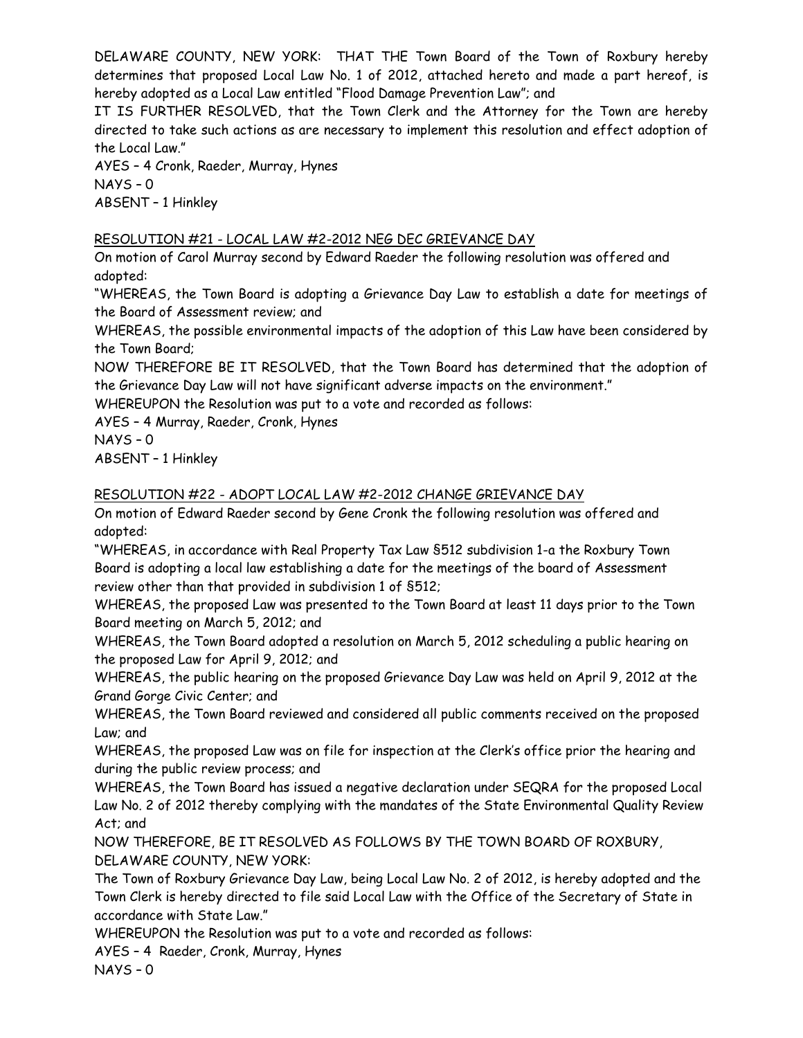DELAWARE COUNTY, NEW YORK: THAT THE Town Board of the Town of Roxbury hereby determines that proposed Local Law No. 1 of 2012, attached hereto and made a part hereof, is hereby adopted as a Local Law entitled "Flood Damage Prevention Law"; and

IT IS FURTHER RESOLVED, that the Town Clerk and the Attorney for the Town are hereby directed to take such actions as are necessary to implement this resolution and effect adoption of the Local Law."

AYES – 4 Cronk, Raeder, Murray, Hynes
NAYS – 0
ABSENT – 1 Hinkley

<u>RESOLUTION #21 - LOCAL LAW #2-2012 NEG DEC GRIEVANCE DAY</u>

On motion of Carol Murray second by Edward Raeder the following resolution was offered and adopted:

"WHEREAS, the Town Board is adopting a Grievance Day Law to establish a date for meetings of the Board of Assessment review; and

WHEREAS, the possible environmental impacts of the adoption of this Law have been considered by the Town Board;

NOW THEREFORE BE IT RESOLVED, that the Town Board has determined that the adoption of the Grievance Day Law will not have significant adverse impacts on the environment."

WHEREUPON the Resolution was put to a vote and recorded as follows:

AYES – 4 Murray, Raeder, Cronk, Hynes
NAYS – 0
ABSENT – 1 Hinkley

<u>RESOLUTION #22 - ADOPT LOCAL LAW #2-2012 CHANGE GRIEVANCE DAY</u>

On motion of Edward Raeder second by Gene Cronk the following resolution was offered and adopted:

"WHEREAS, in accordance with Real Property Tax Law §512 subdivision 1-a the Roxbury Town Board is adopting a local law establishing a date for the meetings of the board of Assessment review other than that provided in subdivision 1 of §512;

WHEREAS, the proposed Law was presented to the Town Board at least 11 days prior to the Town Board meeting on March 5, 2012; and

WHEREAS, the Town Board adopted a resolution on March 5, 2012 scheduling a public hearing on the proposed Law for April 9, 2012; and

WHEREAS, the public hearing on the proposed Grievance Day Law was held on April 9, 2012 at the Grand Gorge Civic Center; and

WHEREAS, the Town Board reviewed and considered all public comments received on the proposed Law; and

WHEREAS, the proposed Law was on file for inspection at the Clerk's office prior the hearing and during the public review process; and

WHEREAS, the Town Board has issued a negative declaration under SEQRA for the proposed Local Law No. 2 of 2012 thereby complying with the mandates of the State Environmental Quality Review Act; and

NOW THEREFORE, BE IT RESOLVED AS FOLLOWS BY THE TOWN BOARD OF ROXBURY, DELAWARE COUNTY, NEW YORK:

The Town of Roxbury Grievance Day Law, being Local Law No. 2 of 2012, is hereby adopted and the Town Clerk is hereby directed to file said Local Law with the Office of the Secretary of State in accordance with State Law."

WHEREUPON the Resolution was put to a vote and recorded as follows:

AYES – 4 Raeder, Cronk, Murray, Hynes
NAYS – 0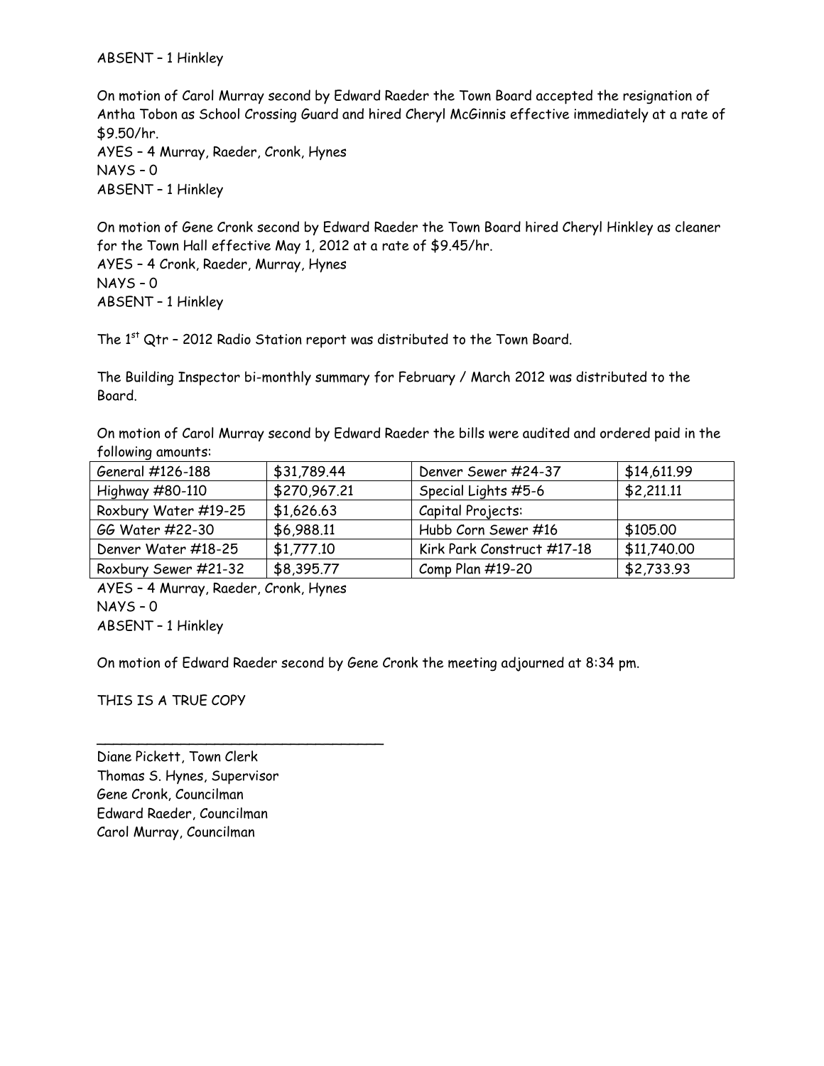ABSENT – 1 Hinkley

On motion of Carol Murray second by Edward Raeder the Town Board accepted the resignation of Antha Tobon as School Crossing Guard and hired Cheryl McGinnis effective immediately at a rate of $9.50/hr.
AYES – 4 Murray, Raeder, Cronk, Hynes
NAYS – 0
ABSENT – 1 Hinkley

On motion of Gene Cronk second by Edward Raeder the Town Board hired Cheryl Hinkley as cleaner for the Town Hall effective May 1, 2012 at a rate of $9.45/hr.
AYES – 4 Cronk, Raeder, Murray, Hynes
NAYS – 0
ABSENT – 1 Hinkley

The 1st Qtr – 2012 Radio Station report was distributed to the Town Board.

The Building Inspector bi-monthly summary for February / March 2012 was distributed to the Board.

On motion of Carol Murray second by Edward Raeder the bills were audited and ordered paid in the following amounts:

| | | | |
|---|---|---|---|
| General #126-188 | $31,789.44 | Denver Sewer #24-37 | $14,611.99 |
| Highway #80-110 | $270,967.21 | Special Lights #5-6 | $2,211.11 |
| Roxbury Water #19-25 | $1,626.63 | Capital Projects: | |
| GG Water #22-30 | $6,988.11 | Hubb Corn Sewer #16 | $105.00 |
| Denver Water #18-25 | $1,777.10 | Kirk Park Construct #17-18 | $11,740.00 |
| Roxbury Sewer #21-32 | $8,395.77 | Comp Plan #19-20 | $2,733.93 |

AYES – 4 Murray, Raeder, Cronk, Hynes
NAYS – 0
ABSENT – 1 Hinkley

On motion of Edward Raeder second by Gene Cronk the meeting adjourned at 8:34 pm.

THIS IS A TRUE COPY

___________________________________

Diane Pickett, Town Clerk
Thomas S. Hynes, Supervisor
Gene Cronk, Councilman
Edward Raeder, Councilman
Carol Murray, Councilman